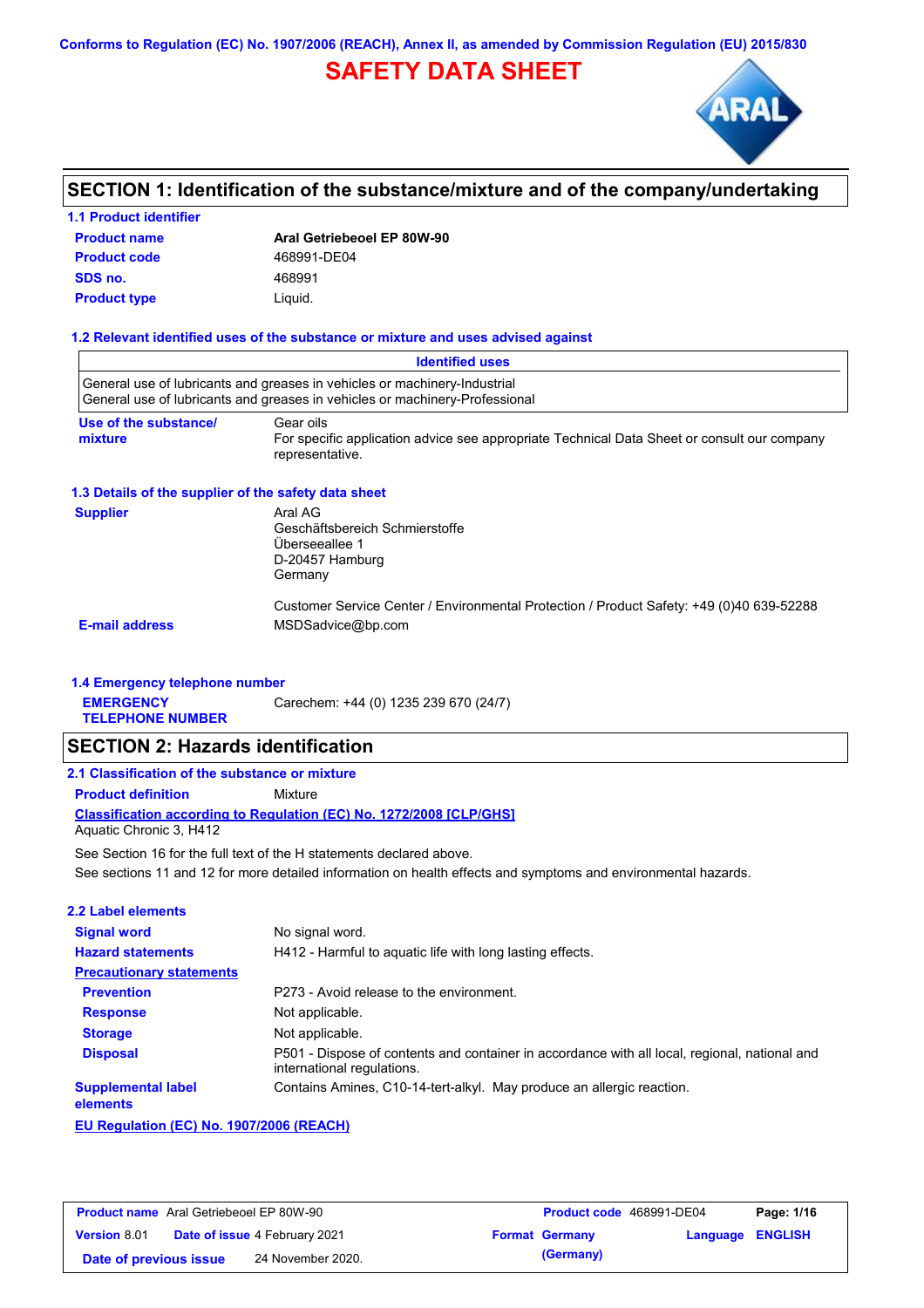Conforms to Regulation (EC) No. 1907/2006 (REACH), Annex II, as amended by Commission Regulation (EU) 2015/830

# SAFETY DATA SHEET

## SECTION 1: Identification of the substance/mixture and of the company/undertaking

### 1.1 Product identifier

| | |
|---|---|
| **Product name** | **Aral Getriebeoel EP 80W-90** |
| **Product code** | 468991-DE04 |
| **SDS no.** | 468991 |
| **Product type** | Liquid. |

### 1.2 Relevant identified uses of the substance or mixture and uses advised against

| Identified uses |
|---|
| General use of lubricants and greases in vehicles or machinery-Industrial<br>General use of lubricants and greases in vehicles or machinery-Professional |

**Use of the substance/ mixture** — Gear oils
For specific application advice see appropriate Technical Data Sheet or consult our company representative.

### 1.3 Details of the supplier of the safety data sheet

**Supplier**

Aral AG
Geschäftsbereich Schmierstoffe
Überseeallee 1
D-20457 Hamburg
Germany

Customer Service Center / Environmental Protection / Product Safety: +49 (0)40 639-52288

**E-mail address** MSDSadvice@bp.com

### 1.4 Emergency telephone number

**EMERGENCY TELEPHONE NUMBER** Carechem: +44 (0) 1235 239 670 (24/7)

## SECTION 2: Hazards identification

### 2.1 Classification of the substance or mixture

**Product definition** Mixture

**Classification according to Regulation (EC) No. 1272/2008 [CLP/GHS]**

Aquatic Chronic 3, H412

See Section 16 for the full text of the H statements declared above.

See sections 11 and 12 for more detailed information on health effects and symptoms and environmental hazards.

### 2.2 Label elements

| | |
|---|---|
| **Signal word** | No signal word. |
| **Hazard statements** | H412 - Harmful to aquatic life with long lasting effects. |
| **Precautionary statements** | |
| **Prevention** | P273 - Avoid release to the environment. |
| **Response** | Not applicable. |
| **Storage** | Not applicable. |
| **Disposal** | P501 - Dispose of contents and container in accordance with all local, regional, national and international regulations. |
| **Supplemental label elements** | Contains Amines, C10-14-tert-alkyl. May produce an allergic reaction. |

**EU Regulation (EC) No. 1907/2006 (REACH)**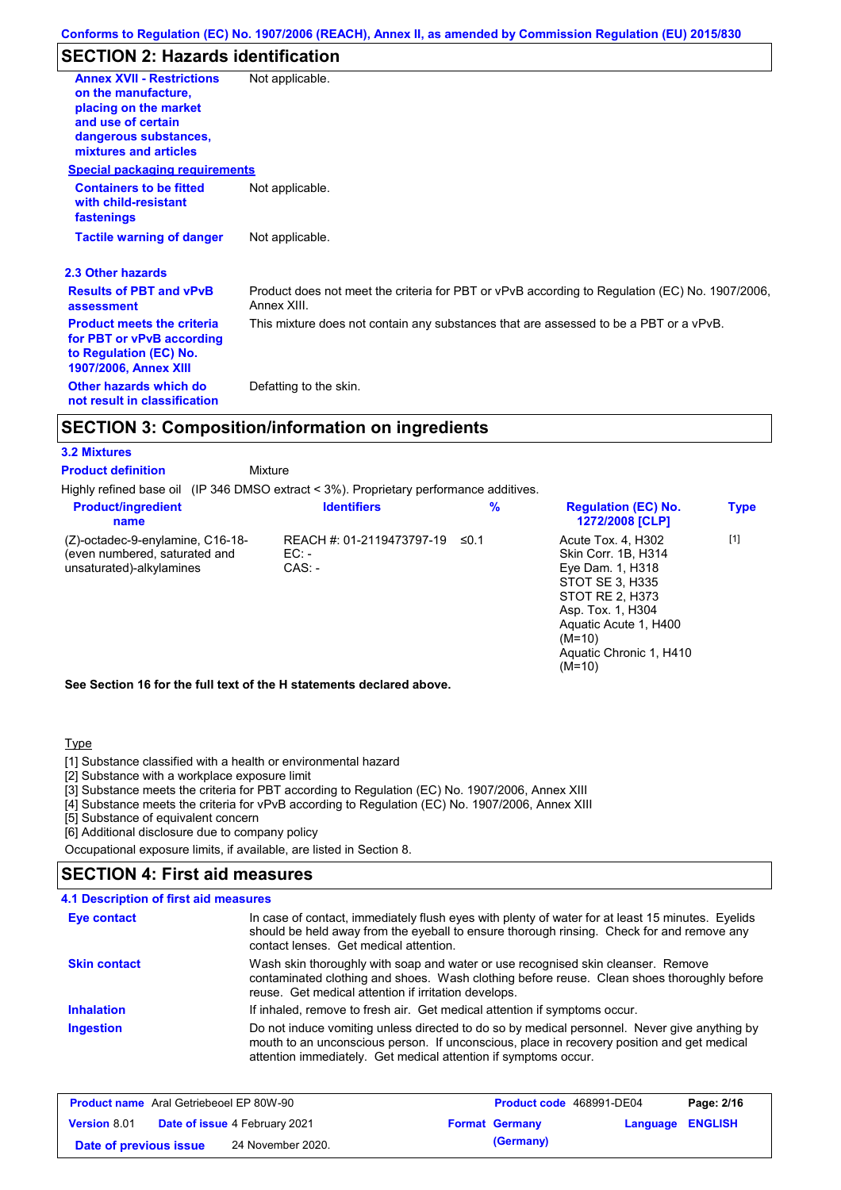## SECTION 2: Hazards identification

| | |
|---|---|
| **Annex XVII - Restrictions on the manufacture, placing on the market and use of certain dangerous substances, mixtures and articles** | Not applicable. |

**Special packaging requirements**

| | |
|---|---|
| **Containers to be fitted with child-resistant fastenings** | Not applicable. |
| **Tactile warning of danger** | Not applicable. |

### 2.3 Other hazards

| | |
|---|---|
| **Results of PBT and vPvB assessment** | Product does not meet the criteria for PBT or vPvB according to Regulation (EC) No. 1907/2006, Annex XIII. |
| **Product meets the criteria for PBT or vPvB according to Regulation (EC) No. 1907/2006, Annex XIII** | This mixture does not contain any substances that are assessed to be a PBT or a vPvB. |
| **Other hazards which do not result in classification** | Defatting to the skin. |

## SECTION 3: Composition/information on ingredients

### 3.2 Mixtures

**Product definition** Mixture

Highly refined base oil (IP 346 DMSO extract < 3%). Proprietary performance additives.

| Product/ingredient name | Identifiers | % | Regulation (EC) No. 1272/2008 [CLP] | Type |
|---|---|---|---|---|
| (Z)-octadec-9-enylamine, C16-18-(even numbered, saturated and unsaturated)-alkylamines | REACH #: 01-2119473797-19<br>EC: -<br>CAS: - | ≤0.1 | Acute Tox. 4, H302<br>Skin Corr. 1B, H314<br>Eye Dam. 1, H318<br>STOT SE 3, H335<br>STOT RE 2, H373<br>Asp. Tox. 1, H304<br>Aquatic Acute 1, H400 (M=10)<br>Aquatic Chronic 1, H410 (M=10) | [1] |

**See Section 16 for the full text of the H statements declared above.**

Type

[1] Substance classified with a health or environmental hazard
[2] Substance with a workplace exposure limit
[3] Substance meets the criteria for PBT according to Regulation (EC) No. 1907/2006, Annex XIII
[4] Substance meets the criteria for vPvB according to Regulation (EC) No. 1907/2006, Annex XIII
[5] Substance of equivalent concern
[6] Additional disclosure due to company policy

Occupational exposure limits, if available, are listed in Section 8.

## SECTION 4: First aid measures

### 4.1 Description of first aid measures

| | |
|---|---|
| **Eye contact** | In case of contact, immediately flush eyes with plenty of water for at least 15 minutes. Eyelids should be held away from the eyeball to ensure thorough rinsing. Check for and remove any contact lenses. Get medical attention. |
| **Skin contact** | Wash skin thoroughly with soap and water or use recognised skin cleanser. Remove contaminated clothing and shoes. Wash clothing before reuse. Clean shoes thoroughly before reuse. Get medical attention if irritation develops. |
| **Inhalation** | If inhaled, remove to fresh air. Get medical attention if symptoms occur. |
| **Ingestion** | Do not induce vomiting unless directed to do so by medical personnel. Never give anything by mouth to an unconscious person. If unconscious, place in recovery position and get medical attention immediately. Get medical attention if symptoms occur. |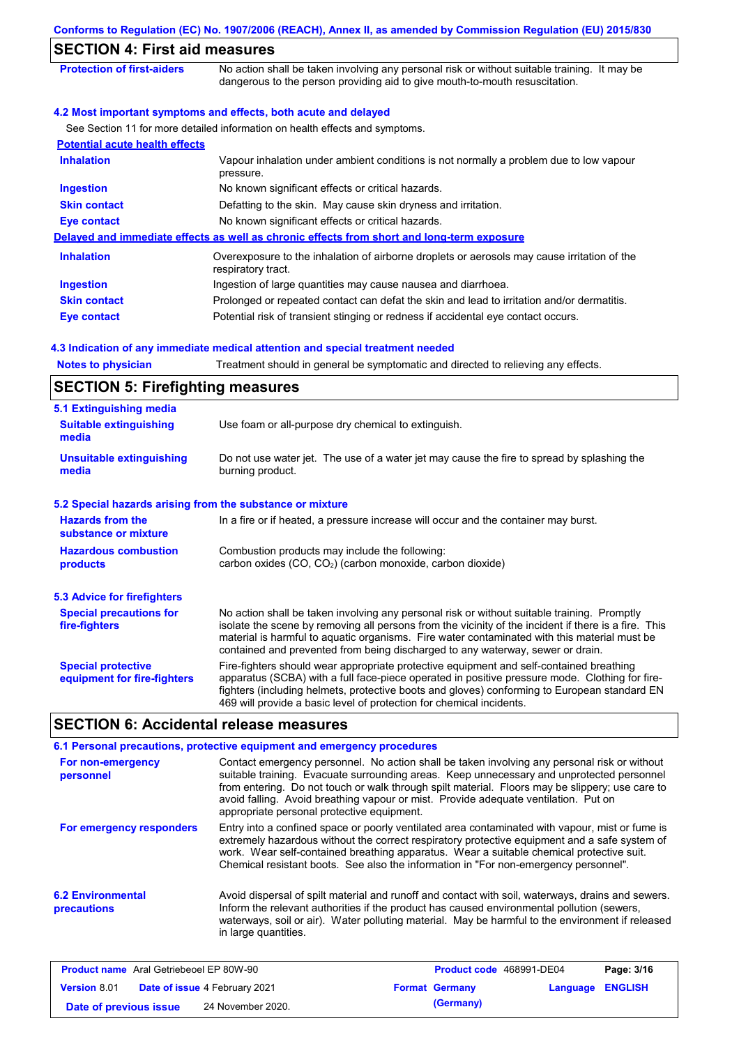## SECTION 4: First aid measures

| | |
|---|---|
| **Protection of first-aiders** | No action shall be taken involving any personal risk or without suitable training. It may be dangerous to the person providing aid to give mouth-to-mouth resuscitation. |

### 4.2 Most important symptoms and effects, both acute and delayed

See Section 11 for more detailed information on health effects and symptoms.

**Potential acute health effects**

| | |
|---|---|
| **Inhalation** | Vapour inhalation under ambient conditions is not normally a problem due to low vapour pressure. |
| **Ingestion** | No known significant effects or critical hazards. |
| **Skin contact** | Defatting to the skin. May cause skin dryness and irritation. |
| **Eye contact** | No known significant effects or critical hazards. |

**Delayed and immediate effects as well as chronic effects from short and long-term exposure**

| | |
|---|---|
| **Inhalation** | Overexposure to the inhalation of airborne droplets or aerosols may cause irritation of the respiratory tract. |
| **Ingestion** | Ingestion of large quantities may cause nausea and diarrhoea. |
| **Skin contact** | Prolonged or repeated contact can defat the skin and lead to irritation and/or dermatitis. |
| **Eye contact** | Potential risk of transient stinging or redness if accidental eye contact occurs. |

### 4.3 Indication of any immediate medical attention and special treatment needed

| | |
|---|---|
| **Notes to physician** | Treatment should in general be symptomatic and directed to relieving any effects. |

## SECTION 5: Firefighting measures

### 5.1 Extinguishing media

| | |
|---|---|
| **Suitable extinguishing media** | Use foam or all-purpose dry chemical to extinguish. |
| **Unsuitable extinguishing media** | Do not use water jet. The use of a water jet may cause the fire to spread by splashing the burning product. |

### 5.2 Special hazards arising from the substance or mixture

| | |
|---|---|
| **Hazards from the substance or mixture** | In a fire or if heated, a pressure increase will occur and the container may burst. |
| **Hazardous combustion products** | Combustion products may include the following: carbon oxides (CO, $CO_2$) (carbon monoxide, carbon dioxide) |

### 5.3 Advice for firefighters

| | |
|---|---|
| **Special precautions for fire-fighters** | No action shall be taken involving any personal risk or without suitable training. Promptly isolate the scene by removing all persons from the vicinity of the incident if there is a fire. This material is harmful to aquatic organisms. Fire water contaminated with this material must be contained and prevented from being discharged to any waterway, sewer or drain. |
| **Special protective equipment for fire-fighters** | Fire-fighters should wear appropriate protective equipment and self-contained breathing apparatus (SCBA) with a full face-piece operated in positive pressure mode. Clothing for fire-fighters (including helmets, protective boots and gloves) conforming to European standard EN 469 will provide a basic level of protection for chemical incidents. |

## SECTION 6: Accidental release measures

### 6.1 Personal precautions, protective equipment and emergency procedures

| | |
|---|---|
| **For non-emergency personnel** | Contact emergency personnel. No action shall be taken involving any personal risk or without suitable training. Evacuate surrounding areas. Keep unnecessary and unprotected personnel from entering. Do not touch or walk through spilt material. Floors may be slippery; use care to avoid falling. Avoid breathing vapour or mist. Provide adequate ventilation. Put on appropriate personal protective equipment. |
| **For emergency responders** | Entry into a confined space or poorly ventilated area contaminated with vapour, mist or fume is extremely hazardous without the correct respiratory protective equipment and a safe system of work. Wear self-contained breathing apparatus. Wear a suitable chemical protective suit. Chemical resistant boots. See also the information in "For non-emergency personnel". |

| | |
|---|---|
| **6.2 Environmental precautions** | Avoid dispersal of spilt material and runoff and contact with soil, waterways, drains and sewers. Inform the relevant authorities if the product has caused environmental pollution (sewers, waterways, soil or air). Water polluting material. May be harmful to the environment if released in large quantities. |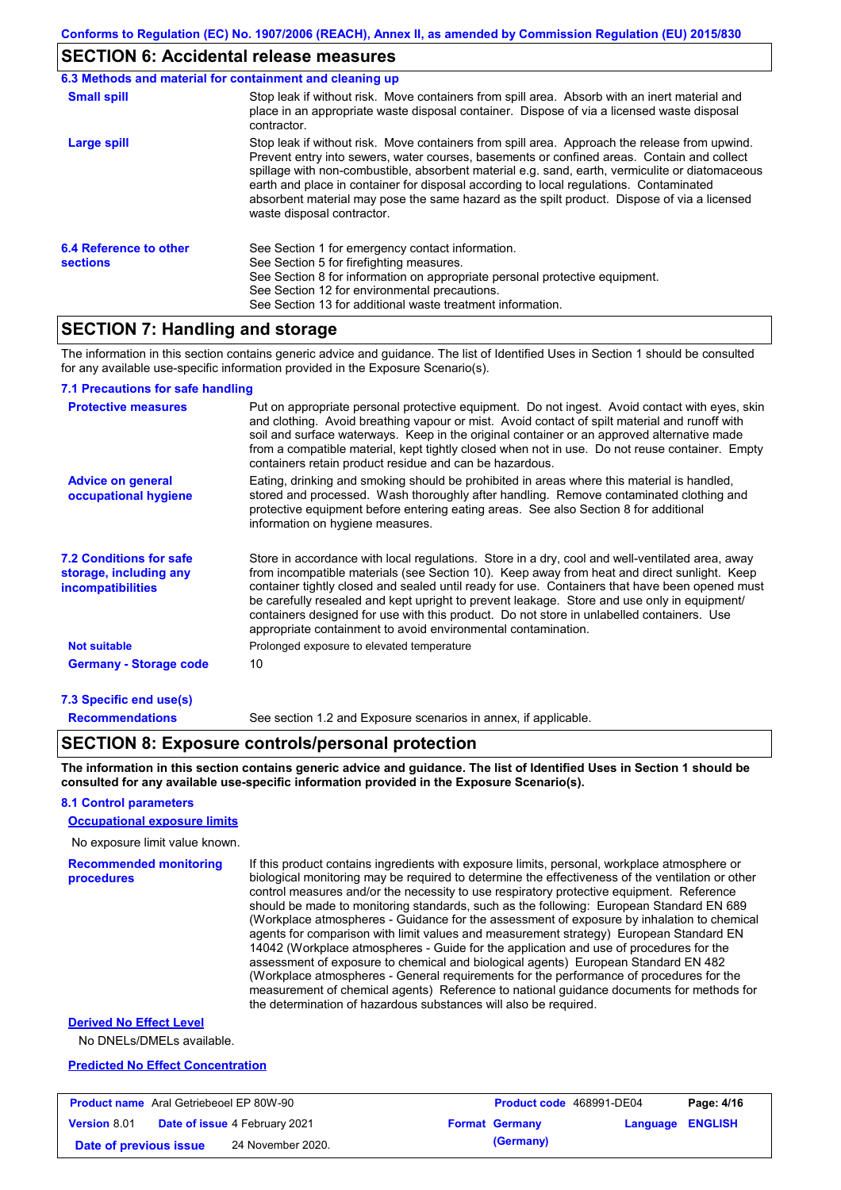## SECTION 6: Accidental release measures

### 6.3 Methods and material for containment and cleaning up

**Small spill**

Stop leak if without risk. Move containers from spill area. Absorb with an inert material and place in an appropriate waste disposal container. Dispose of via a licensed waste disposal contractor.

**Large spill**

Stop leak if without risk. Move containers from spill area. Approach the release from upwind. Prevent entry into sewers, water courses, basements or confined areas. Contain and collect spillage with non-combustible, absorbent material e.g. sand, earth, vermiculite or diatomaceous earth and place in container for disposal according to local regulations. Contaminated absorbent material may pose the same hazard as the spilt product. Dispose of via a licensed waste disposal contractor.

### 6.4 Reference to other sections

See Section 1 for emergency contact information.
See Section 5 for firefighting measures.
See Section 8 for information on appropriate personal protective equipment.
See Section 12 for environmental precautions.
See Section 13 for additional waste treatment information.

## SECTION 7: Handling and storage

The information in this section contains generic advice and guidance. The list of Identified Uses in Section 1 should be consulted for any available use-specific information provided in the Exposure Scenario(s).

### 7.1 Precautions for safe handling

**Protective measures**

Put on appropriate personal protective equipment. Do not ingest. Avoid contact with eyes, skin and clothing. Avoid breathing vapour or mist. Avoid contact of spilt material and runoff with soil and surface waterways. Keep in the original container or an approved alternative made from a compatible material, kept tightly closed when not in use. Do not reuse container. Empty containers retain product residue and can be hazardous.

**Advice on general occupational hygiene**

Eating, drinking and smoking should be prohibited in areas where this material is handled, stored and processed. Wash thoroughly after handling. Remove contaminated clothing and protective equipment before entering eating areas. See also Section 8 for additional information on hygiene measures.

### 7.2 Conditions for safe storage, including any incompatibilities

Store in accordance with local regulations. Store in a dry, cool and well-ventilated area, away from incompatible materials (see Section 10). Keep away from heat and direct sunlight. Keep container tightly closed and sealed until ready for use. Containers that have been opened must be carefully resealed and kept upright to prevent leakage. Store and use only in equipment/ containers designed for use with this product. Do not store in unlabelled containers. Use appropriate containment to avoid environmental contamination.

**Not suitable**: Prolonged exposure to elevated temperature

**Germany - Storage code**: 10

### 7.3 Specific end use(s)

**Recommendations**: See section 1.2 and Exposure scenarios in annex, if applicable.

## SECTION 8: Exposure controls/personal protection

**The information in this section contains generic advice and guidance. The list of Identified Uses in Section 1 should be consulted for any available use-specific information provided in the Exposure Scenario(s).**

### 8.1 Control parameters

**Occupational exposure limits**

No exposure limit value known.

**Recommended monitoring procedures**

If this product contains ingredients with exposure limits, personal, workplace atmosphere or biological monitoring may be required to determine the effectiveness of the ventilation or other control measures and/or the necessity to use respiratory protective equipment. Reference should be made to monitoring standards, such as the following: European Standard EN 689 (Workplace atmospheres - Guidance for the assessment of exposure by inhalation to chemical agents for comparison with limit values and measurement strategy) European Standard EN 14042 (Workplace atmospheres - Guide for the application and use of procedures for the assessment of exposure to chemical and biological agents) European Standard EN 482 (Workplace atmospheres - General requirements for the performance of procedures for the measurement of chemical agents) Reference to national guidance documents for methods for the determination of hazardous substances will also be required.

**Derived No Effect Level**

No DNELs/DMELs available.

**Predicted No Effect Concentration**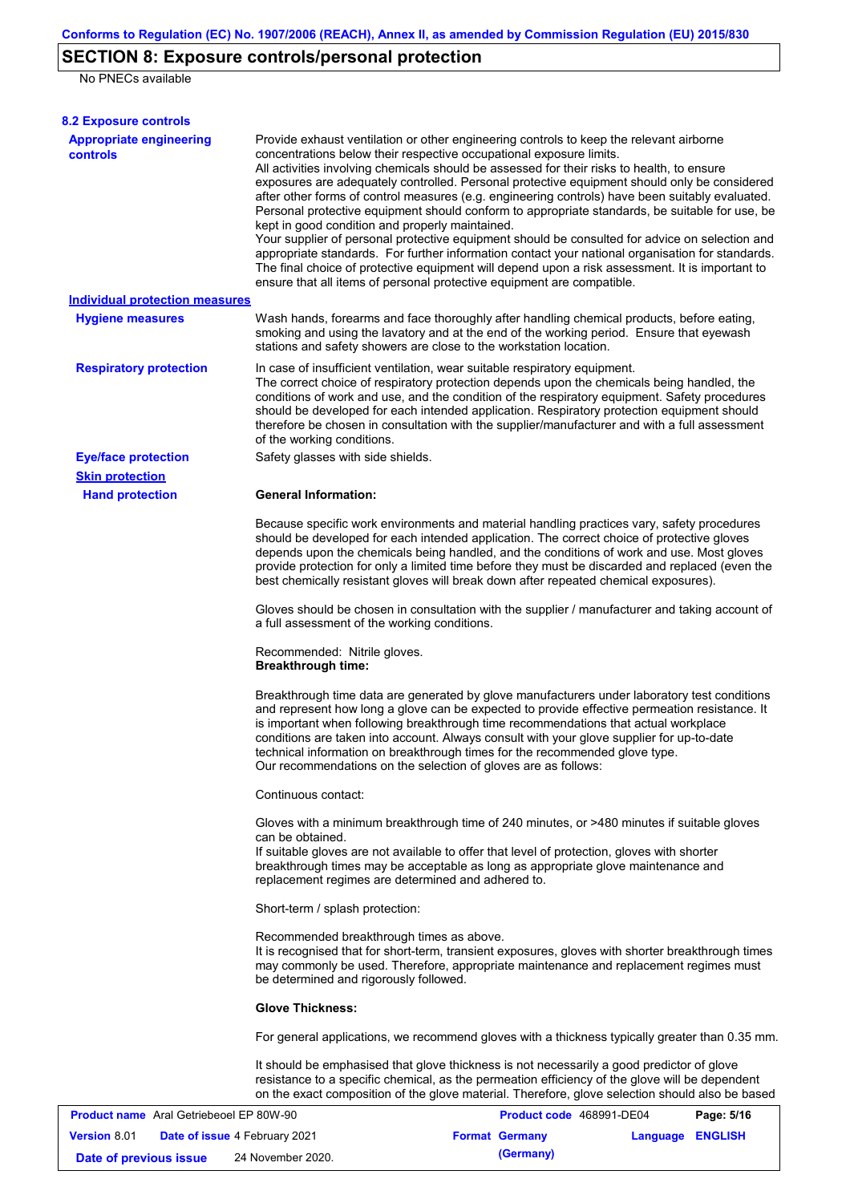## SECTION 8: Exposure controls/personal protection

No PNECs available

### 8.2 Exposure controls

**Appropriate engineering controls**

Provide exhaust ventilation or other engineering controls to keep the relevant airborne concentrations below their respective occupational exposure limits.
All activities involving chemicals should be assessed for their risks to health, to ensure exposures are adequately controlled. Personal protective equipment should only be considered after other forms of control measures (e.g. engineering controls) have been suitably evaluated. Personal protective equipment should conform to appropriate standards, be suitable for use, be kept in good condition and properly maintained.
Your supplier of personal protective equipment should be consulted for advice on selection and appropriate standards. For further information contact your national organisation for standards. The final choice of protective equipment will depend upon a risk assessment. It is important to ensure that all items of personal protective equipment are compatible.

**Individual protection measures**

**Hygiene measures**

Wash hands, forearms and face thoroughly after handling chemical products, before eating, smoking and using the lavatory and at the end of the working period. Ensure that eyewash stations and safety showers are close to the workstation location.

**Respiratory protection**

In case of insufficient ventilation, wear suitable respiratory equipment.
The correct choice of respiratory protection depends upon the chemicals being handled, the conditions of work and use, and the condition of the respiratory equipment. Safety procedures should be developed for each intended application. Respiratory protection equipment should therefore be chosen in consultation with the supplier/manufacturer and with a full assessment of the working conditions.

**Eye/face protection**

Safety glasses with side shields.

**Skin protection**

**Hand protection**

**General Information:**

Because specific work environments and material handling practices vary, safety procedures should be developed for each intended application. The correct choice of protective gloves depends upon the chemicals being handled, and the conditions of work and use. Most gloves provide protection for only a limited time before they must be discarded and replaced (even the best chemically resistant gloves will break down after repeated chemical exposures).

Gloves should be chosen in consultation with the supplier / manufacturer and taking account of a full assessment of the working conditions.

Recommended: Nitrile gloves.
**Breakthrough time:**

Breakthrough time data are generated by glove manufacturers under laboratory test conditions and represent how long a glove can be expected to provide effective permeation resistance. It is important when following breakthrough time recommendations that actual workplace conditions are taken into account. Always consult with your glove supplier for up-to-date technical information on breakthrough times for the recommended glove type.
Our recommendations on the selection of gloves are as follows:

Continuous contact:

Gloves with a minimum breakthrough time of 240 minutes, or >480 minutes if suitable gloves can be obtained.
If suitable gloves are not available to offer that level of protection, gloves with shorter breakthrough times may be acceptable as long as appropriate glove maintenance and replacement regimes are determined and adhered to.

Short-term / splash protection:

Recommended breakthrough times as above.
It is recognised that for short-term, transient exposures, gloves with shorter breakthrough times may commonly be used. Therefore, appropriate maintenance and replacement regimes must be determined and rigorously followed.

**Glove Thickness:**

For general applications, we recommend gloves with a thickness typically greater than 0.35 mm.

It should be emphasised that glove thickness is not necessarily a good predictor of glove resistance to a specific chemical, as the permeation efficiency of the glove will be dependent on the exact composition of the glove material. Therefore, glove selection should also be based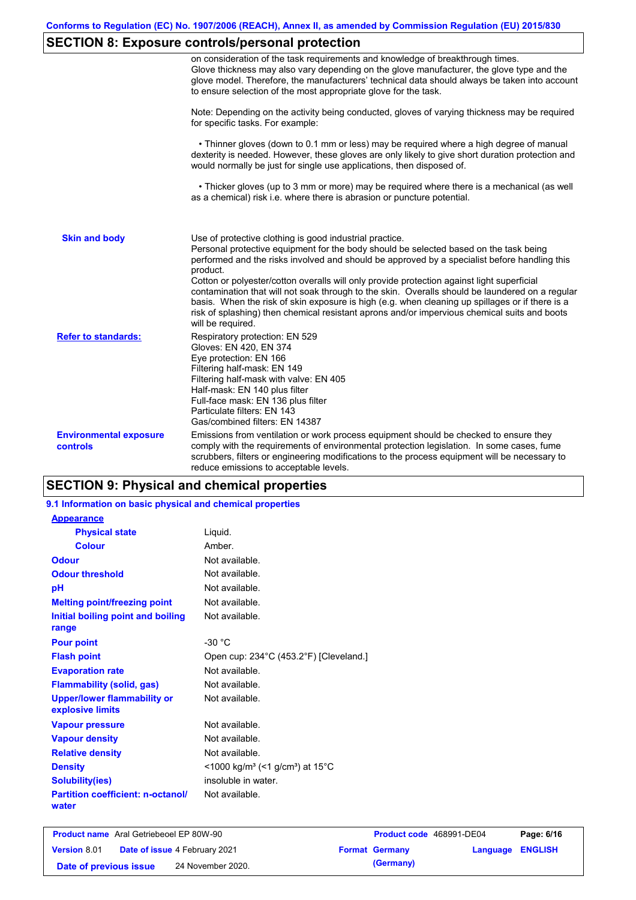## SECTION 8: Exposure controls/personal protection

| | |
|---|---|
| | on consideration of the task requirements and knowledge of breakthrough times. Glove thickness may also vary depending on the glove manufacturer, the glove type and the glove model. Therefore, the manufacturers' technical data should always be taken into account to ensure selection of the most appropriate glove for the task.<br><br>Note: Depending on the activity being conducted, gloves of varying thickness may be required for specific tasks. For example:<br><br>• Thinner gloves (down to 0.1 mm or less) may be required where a high degree of manual dexterity is needed. However, these gloves are only likely to give short duration protection and would normally be just for single use applications, then disposed of.<br><br>• Thicker gloves (up to 3 mm or more) may be required where there is a mechanical (as well as a chemical) risk i.e. where there is abrasion or puncture potential. |
| **Skin and body** | Use of protective clothing is good industrial practice.<br>Personal protective equipment for the body should be selected based on the task being performed and the risks involved and should be approved by a specialist before handling this product.<br>Cotton or polyester/cotton overalls will only provide protection against light superficial contamination that will not soak through to the skin. Overalls should be laundered on a regular basis. When the risk of skin exposure is high (e.g. when cleaning up spillages or if there is a risk of splashing) then chemical resistant aprons and/or impervious chemical suits and boots will be required. |
| **Refer to standards:** | Respiratory protection: EN 529<br>Gloves: EN 420, EN 374<br>Eye protection: EN 166<br>Filtering half-mask: EN 149<br>Filtering half-mask with valve: EN 405<br>Half-mask: EN 140 plus filter<br>Full-face mask: EN 136 plus filter<br>Particulate filters: EN 143<br>Gas/combined filters: EN 14387 |
| **Environmental exposure controls** | Emissions from ventilation or work process equipment should be checked to ensure they comply with the requirements of environmental protection legislation. In some cases, fume scrubbers, filters or engineering modifications to the process equipment will be necessary to reduce emissions to acceptable levels. |

## SECTION 9: Physical and chemical properties

### 9.1 Information on basic physical and chemical properties

| | |
|---|---|
| **Appearance** | |
| **Physical state** | Liquid. |
| **Colour** | Amber. |
| **Odour** | Not available. |
| **Odour threshold** | Not available. |
| **pH** | Not available. |
| **Melting point/freezing point** | Not available. |
| **Initial boiling point and boiling range** | Not available. |
| **Pour point** | -30 °C |
| **Flash point** | Open cup: 234°C (453.2°F) [Cleveland.] |
| **Evaporation rate** | Not available. |
| **Flammability (solid, gas)** | Not available. |
| **Upper/lower flammability or explosive limits** | Not available. |
| **Vapour pressure** | Not available. |
| **Vapour density** | Not available. |
| **Relative density** | Not available. |
| **Density** | <1000 kg/m³ (<1 g/cm³) at 15°C |
| **Solubility(ies)** | insoluble in water. |
| **Partition coefficient: n-octanol/water** | Not available. |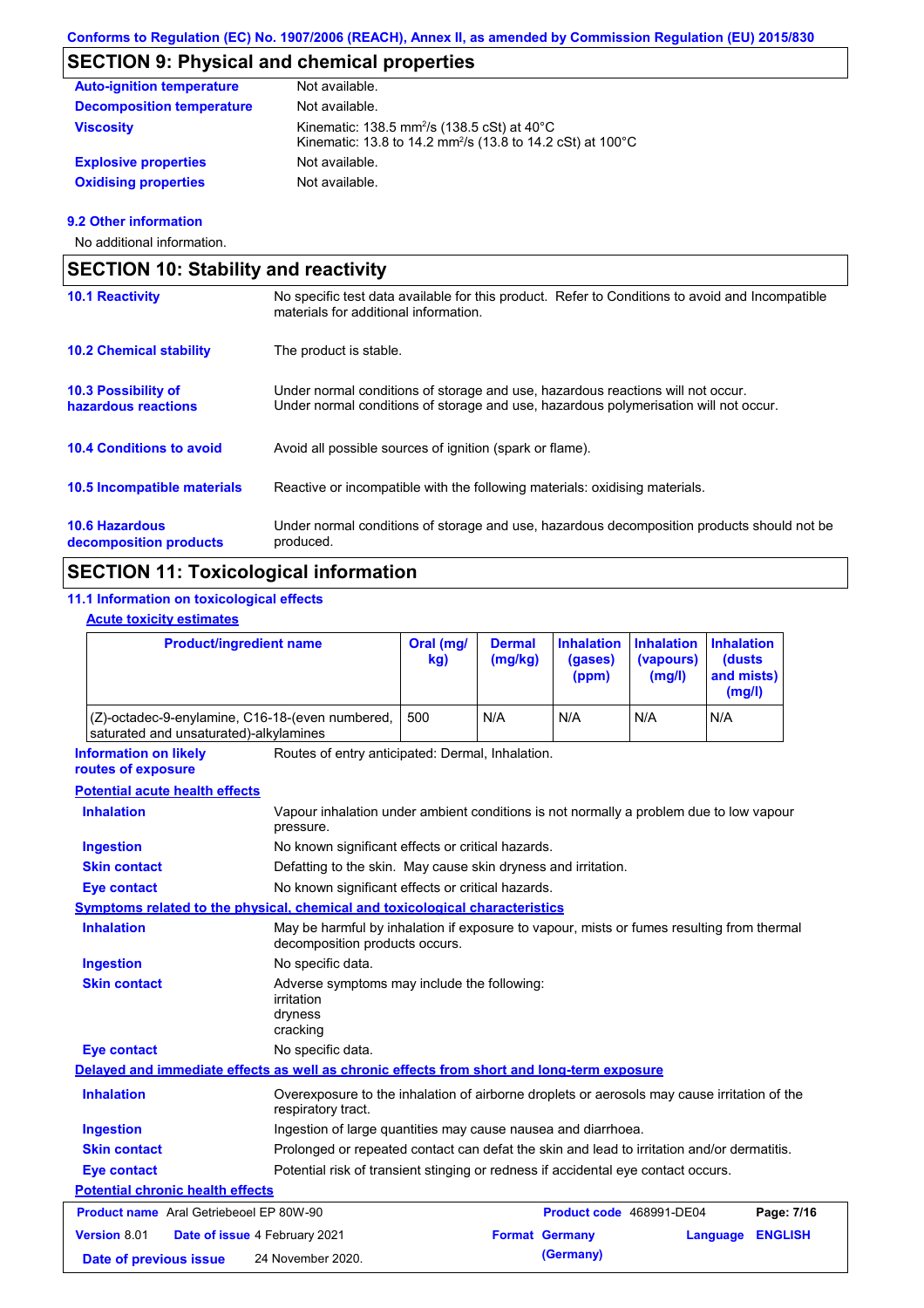## SECTION 9: Physical and chemical properties

| | |
|---|---|
| **Auto-ignition temperature** | Not available. |
| **Decomposition temperature** | Not available. |
| **Viscosity** | Kinematic: 138.5 $mm^2/s$ (138.5 cSt) at 40°C<br>Kinematic: 13.8 to 14.2 $mm^2/s$ (13.8 to 14.2 cSt) at 100°C |
| **Explosive properties** | Not available. |
| **Oxidising properties** | Not available. |

### 9.2 Other information

No additional information.

## SECTION 10: Stability and reactivity

| | |
|---|---|
| **10.1 Reactivity** | No specific test data available for this product. Refer to Conditions to avoid and Incompatible materials for additional information. |
| **10.2 Chemical stability** | The product is stable. |
| **10.3 Possibility of hazardous reactions** | Under normal conditions of storage and use, hazardous reactions will not occur.<br>Under normal conditions of storage and use, hazardous polymerisation will not occur. |
| **10.4 Conditions to avoid** | Avoid all possible sources of ignition (spark or flame). |
| **10.5 Incompatible materials** | Reactive or incompatible with the following materials: oxidising materials. |
| **10.6 Hazardous decomposition products** | Under normal conditions of storage and use, hazardous decomposition products should not be produced. |

## SECTION 11: Toxicological information

### 11.1 Information on toxicological effects

**Acute toxicity estimates**

| Product/ingredient name | Oral (mg/kg) | Dermal (mg/kg) | Inhalation (gases) (ppm) | Inhalation (vapours) (mg/l) | Inhalation (dusts and mists) (mg/l) |
|---|---|---|---|---|---|
| (Z)-octadec-9-enylamine, C16-18-(even numbered, saturated and unsaturated)-alkylamines | 500 | N/A | N/A | N/A | N/A |

**Information on likely routes of exposure**: Routes of entry anticipated: Dermal, Inhalation.

**Potential acute health effects**

| | |
|---|---|
| **Inhalation** | Vapour inhalation under ambient conditions is not normally a problem due to low vapour pressure. |
| **Ingestion** | No known significant effects or critical hazards. |
| **Skin contact** | Defatting to the skin. May cause skin dryness and irritation. |
| **Eye contact** | No known significant effects or critical hazards. |

**Symptoms related to the physical, chemical and toxicological characteristics**

| | |
|---|---|
| **Inhalation** | May be harmful by inhalation if exposure to vapour, mists or fumes resulting from thermal decomposition products occurs. |
| **Ingestion** | No specific data. |
| **Skin contact** | Adverse symptoms may include the following:<br>irritation<br>dryness<br>cracking |
| **Eye contact** | No specific data. |

**Delayed and immediate effects as well as chronic effects from short and long-term exposure**

| | |
|---|---|
| **Inhalation** | Overexposure to the inhalation of airborne droplets or aerosols may cause irritation of the respiratory tract. |
| **Ingestion** | Ingestion of large quantities may cause nausea and diarrhoea. |
| **Skin contact** | Prolonged or repeated contact can defat the skin and lead to irritation and/or dermatitis. |
| **Eye contact** | Potential risk of transient stinging or redness if accidental eye contact occurs. |

**Potential chronic health effects**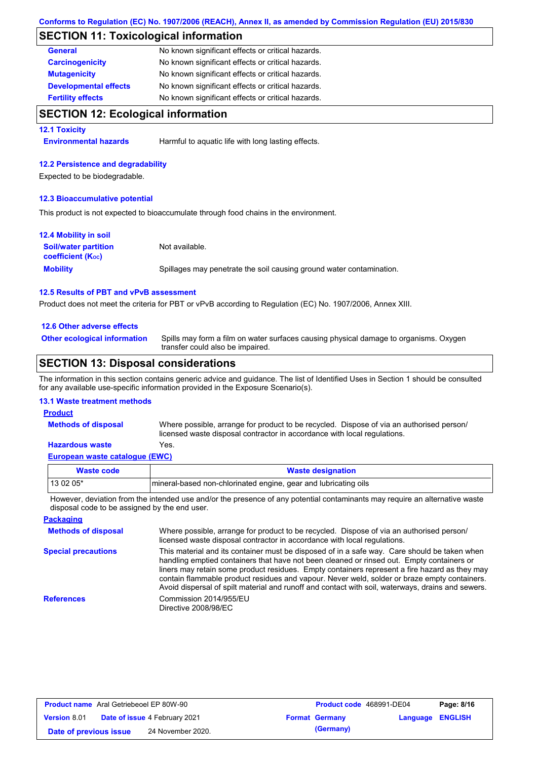Conforms to Regulation (EC) No. 1907/2006 (REACH), Annex II, as amended by Commission Regulation (EU) 2015/830

## SECTION 11: Toxicological information

| | |
|---|---|
| **General** | No known significant effects or critical hazards. |
| **Carcinogenicity** | No known significant effects or critical hazards. |
| **Mutagenicity** | No known significant effects or critical hazards. |
| **Developmental effects** | No known significant effects or critical hazards. |
| **Fertility effects** | No known significant effects or critical hazards. |

## SECTION 12: Ecological information

### 12.1 Toxicity

**Environmental hazards** Harmful to aquatic life with long lasting effects.

### 12.2 Persistence and degradability

Expected to be biodegradable.

### 12.3 Bioaccumulative potential

This product is not expected to bioaccumulate through food chains in the environment.

### 12.4 Mobility in soil

**Soil/water partition coefficient ($K_{OC}$)** Not available.

**Mobility** Spillages may penetrate the soil causing ground water contamination.

### 12.5 Results of PBT and vPvB assessment

Product does not meet the criteria for PBT or vPvB according to Regulation (EC) No. 1907/2006, Annex XIII.

### 12.6 Other adverse effects

**Other ecological information** Spills may form a film on water surfaces causing physical damage to organisms. Oxygen transfer could also be impaired.

## SECTION 13: Disposal considerations

The information in this section contains generic advice and guidance. The list of Identified Uses in Section 1 should be consulted for any available use-specific information provided in the Exposure Scenario(s).

### 13.1 Waste treatment methods

**Product**

**Methods of disposal** Where possible, arrange for product to be recycled. Dispose of via an authorised person/ licensed waste disposal contractor in accordance with local regulations.

**Hazardous waste** Yes.

**European waste catalogue (EWC)**

| Waste code | Waste designation |
|---|---|
| 13 02 05* | mineral-based non-chlorinated engine, gear and lubricating oils |

However, deviation from the intended use and/or the presence of any potential contaminants may require an alternative waste disposal code to be assigned by the end user.

**Packaging**

**Methods of disposal** Where possible, arrange for product to be recycled. Dispose of via an authorised person/ licensed waste disposal contractor in accordance with local regulations.

**Special precautions** This material and its container must be disposed of in a safe way. Care should be taken when handling emptied containers that have not been cleaned or rinsed out. Empty containers or liners may retain some product residues. Empty containers represent a fire hazard as they may contain flammable product residues and vapour. Never weld, solder or braze empty containers. Avoid dispersal of spilt material and runoff and contact with soil, waterways, drains and sewers.

**References** Commission 2014/955/EU
Directive 2008/98/EC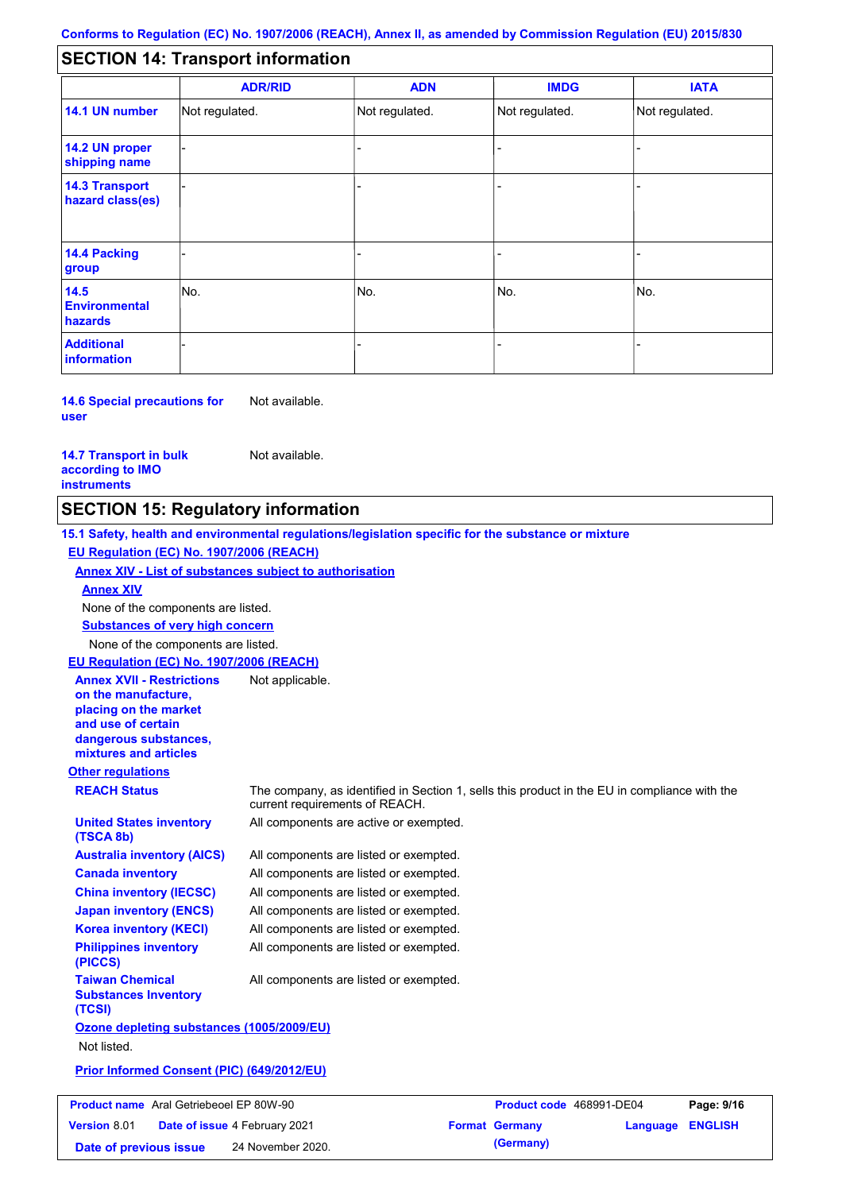Conforms to Regulation (EC) No. 1907/2006 (REACH), Annex II, as amended by Commission Regulation (EU) 2015/830

## SECTION 14: Transport information

| | ADR/RID | ADN | IMDG | IATA |
|---|---|---|---|---|
| **14.1 UN number** | Not regulated. | Not regulated. | Not regulated. | Not regulated. |
| **14.2 UN proper shipping name** | - | - | - | - |
| **14.3 Transport hazard class(es)** | - | - | - | - |
| **14.4 Packing group** | - | - | - | - |
| **14.5 Environmental hazards** | No. | No. | No. | No. |
| **Additional information** | - | - | - | - |

**14.6 Special precautions for user** Not available.

**14.7 Transport in bulk according to IMO instruments** Not available.

## SECTION 15: Regulatory information

**15.1 Safety, health and environmental regulations/legislation specific for the substance or mixture**

**EU Regulation (EC) No. 1907/2006 (REACH)**

**Annex XIV - List of substances subject to authorisation**

**Annex XIV**

None of the components are listed.

**Substances of very high concern**

None of the components are listed.

**EU Regulation (EC) No. 1907/2006 (REACH)**

**Annex XVII - Restrictions on the manufacture, placing on the market and use of certain dangerous substances, mixtures and articles** Not applicable.

**Other regulations**

**REACH Status** The company, as identified in Section 1, sells this product in the EU in compliance with the current requirements of REACH.

**United States inventory (TSCA 8b)** All components are active or exempted.

**Australia inventory (AICS)** All components are listed or exempted.

**Canada inventory** All components are listed or exempted.

**China inventory (IECSC)** All components are listed or exempted.

**Japan inventory (ENCS)** All components are listed or exempted.

**Korea inventory (KECI)** All components are listed or exempted.

**Philippines inventory (PICCS)** All components are listed or exempted.

**Taiwan Chemical Substances Inventory (TCSI)** All components are listed or exempted.

**Ozone depleting substances (1005/2009/EU)**

Not listed.

**Prior Informed Consent (PIC) (649/2012/EU)**

| **Product name** Aral Getriebeoel EP 80W-90 | **Product code** 468991-DE04 | **Page: 9/16** |
|---|---|---|
| **Version** 8.01 **Date of issue** 4 February 2021 | **Format** Germany (Germany) | **Language** ENGLISH |
| **Date of previous issue** 24 November 2020. | | |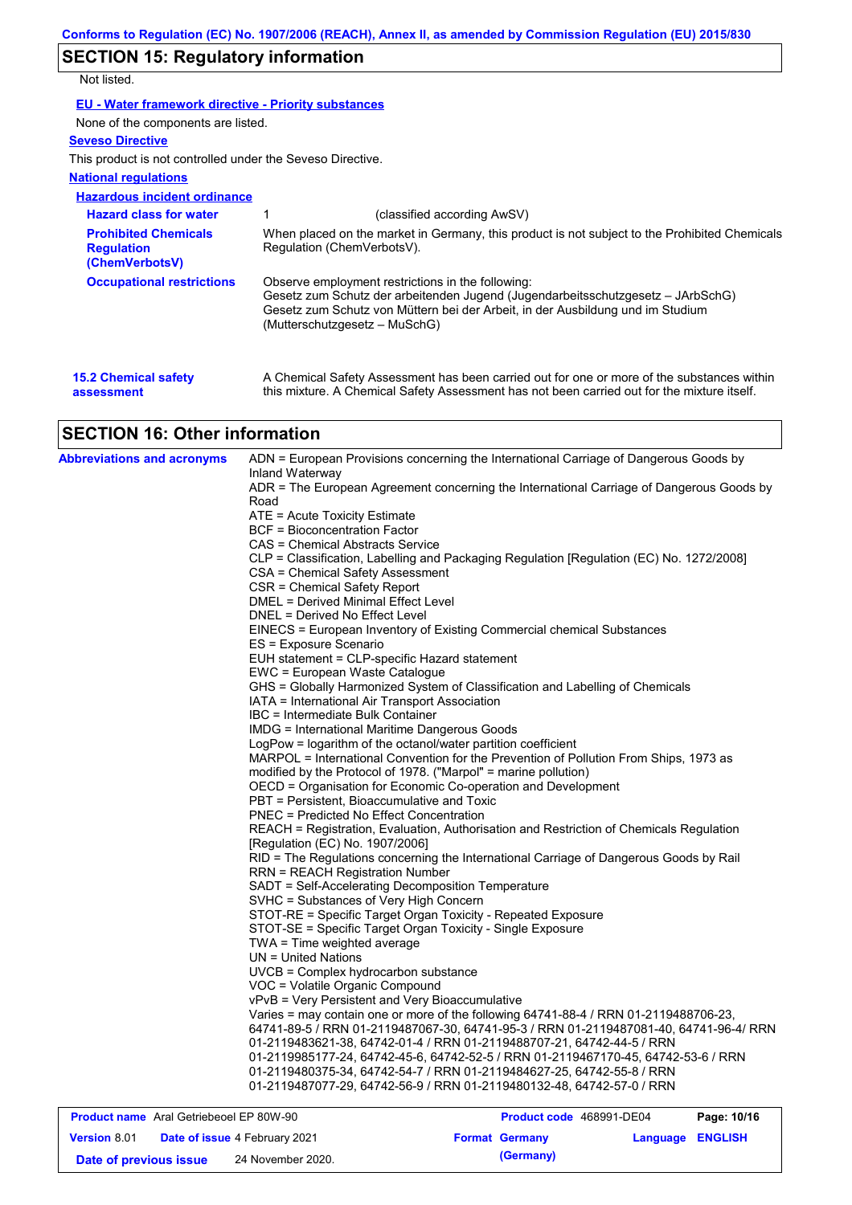## SECTION 15: Regulatory information

Not listed.

**EU - Water framework directive - Priority substances**

None of the components are listed.

**Seveso Directive**

This product is not controlled under the Seveso Directive.

**National regulations**

**Hazardous incident ordinance**

| | |
|---|---|
| **Hazard class for water** | 1 (classified according AwSV) |
| **Prohibited Chemicals Regulation (ChemVerbotsV)** | When placed on the market in Germany, this product is not subject to the Prohibited Chemicals Regulation (ChemVerbotsV). |
| **Occupational restrictions** | Observe employment restrictions in the following: Gesetz zum Schutz der arbeitenden Jugend (Jugendarbeitsschutzgesetz – JArbSchG) Gesetz zum Schutz von Müttern bei der Arbeit, in der Ausbildung und im Studium (Mutterschutzgesetz – MuSchG) |

**15.2 Chemical safety assessment**

A Chemical Safety Assessment has been carried out for one or more of the substances within this mixture. A Chemical Safety Assessment has not been carried out for the mixture itself.

## SECTION 16: Other information

**Abbreviations and acronyms**

ADN = European Provisions concerning the International Carriage of Dangerous Goods by Inland Waterway
ADR = The European Agreement concerning the International Carriage of Dangerous Goods by Road
ATE = Acute Toxicity Estimate
BCF = Bioconcentration Factor
CAS = Chemical Abstracts Service
CLP = Classification, Labelling and Packaging Regulation [Regulation (EC) No. 1272/2008]
CSA = Chemical Safety Assessment
CSR = Chemical Safety Report
DMEL = Derived Minimal Effect Level
DNEL = Derived No Effect Level
EINECS = European Inventory of Existing Commercial chemical Substances
ES = Exposure Scenario
EUH statement = CLP-specific Hazard statement
EWC = European Waste Catalogue
GHS = Globally Harmonized System of Classification and Labelling of Chemicals
IATA = International Air Transport Association
IBC = Intermediate Bulk Container
IMDG = International Maritime Dangerous Goods
LogPow = logarithm of the octanol/water partition coefficient
MARPOL = International Convention for the Prevention of Pollution From Ships, 1973 as modified by the Protocol of 1978. ("Marpol" = marine pollution)
OECD = Organisation for Economic Co-operation and Development
PBT = Persistent, Bioaccumulative and Toxic
PNEC = Predicted No Effect Concentration
REACH = Registration, Evaluation, Authorisation and Restriction of Chemicals Regulation [Regulation (EC) No. 1907/2006]
RID = The Regulations concerning the International Carriage of Dangerous Goods by Rail
RRN = REACH Registration Number
SADT = Self-Accelerating Decomposition Temperature
SVHC = Substances of Very High Concern
STOT-RE = Specific Target Organ Toxicity - Repeated Exposure
STOT-SE = Specific Target Organ Toxicity - Single Exposure
TWA = Time weighted average
UN = United Nations
UVCB = Complex hydrocarbon substance
VOC = Volatile Organic Compound
vPvB = Very Persistent and Very Bioaccumulative
Varies = may contain one or more of the following 64741-88-4 / RRN 01-2119488706-23, 64741-89-5 / RRN 01-2119487067-30, 64741-95-3 / RRN 01-2119487081-40, 64741-96-4/ RRN 01-2119483621-38, 64742-01-4 / RRN 01-2119488707-21, 64742-44-5 / RRN 01-2119985177-24, 64742-45-6, 64742-52-5 / RRN 01-2119467170-45, 64742-53-6 / RRN 01-2119480375-34, 64742-54-7 / RRN 01-2119484627-25, 64742-55-8 / RRN 01-2119487077-29, 64742-56-9 / RRN 01-2119480132-48, 64742-57-0 / RRN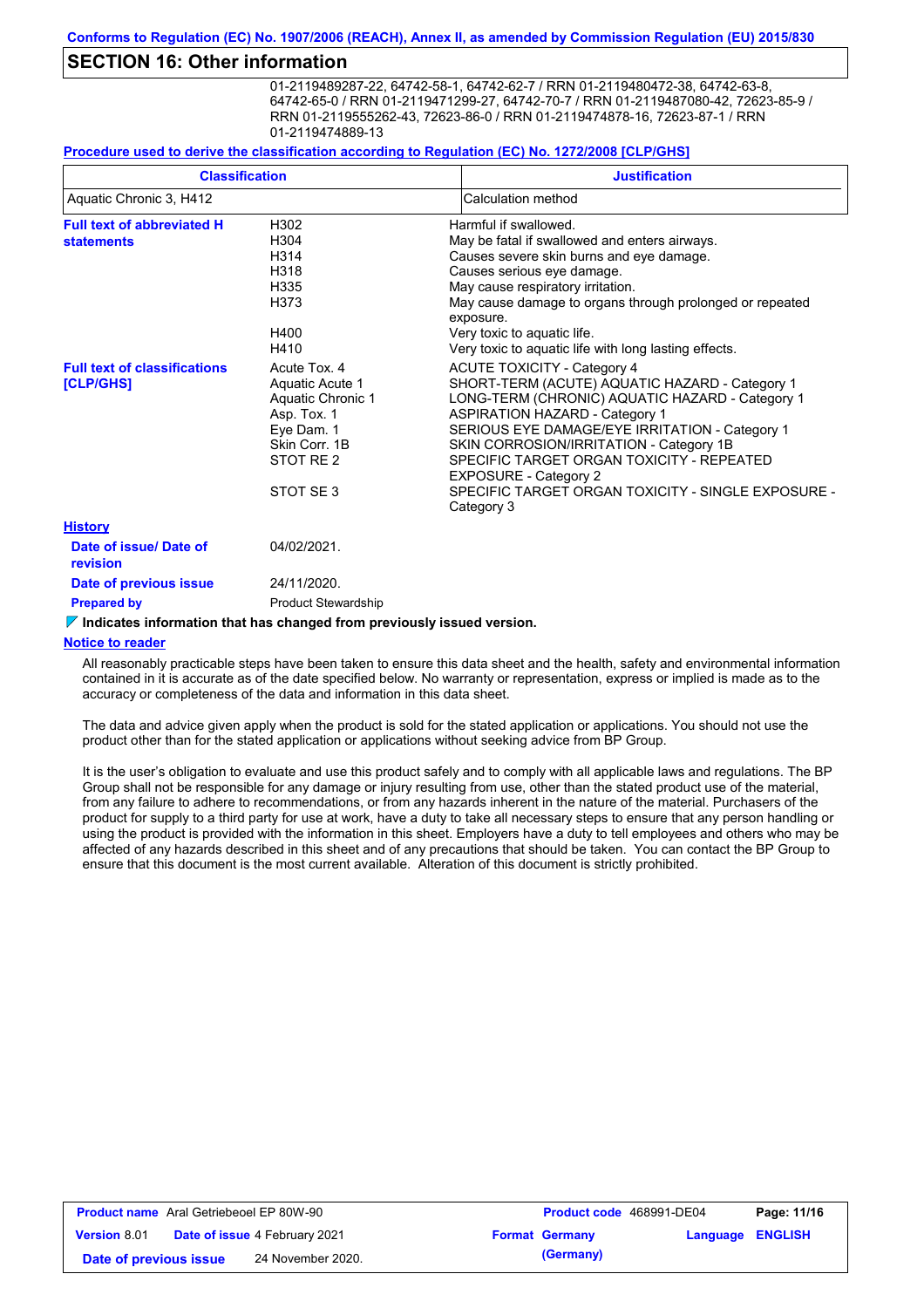## SECTION 16: Other information

01-2119489287-22, 64742-58-1, 64742-62-7 / RRN 01-2119480472-38, 64742-63-8, 64742-65-0 / RRN 01-2119471299-27, 64742-70-7 / RRN 01-2119487080-42, 72623-85-9 / RRN 01-2119555262-43, 72623-86-0 / RRN 01-2119474878-16, 72623-87-1 / RRN 01-2119474889-13

**Procedure used to derive the classification according to Regulation (EC) No. 1272/2008 [CLP/GHS]**

| Classification | Justification |
|---|---|
| Aquatic Chronic 3, H412 | Calculation method |

**Full text of abbreviated H statements**

| | |
|---|---|
| H302 | Harmful if swallowed. |
| H304 | May be fatal if swallowed and enters airways. |
| H314 | Causes severe skin burns and eye damage. |
| H318 | Causes serious eye damage. |
| H335 | May cause respiratory irritation. |
| H373 | May cause damage to organs through prolonged or repeated exposure. |
| H400 | Very toxic to aquatic life. |
| H410 | Very toxic to aquatic life with long lasting effects. |

**Full text of classifications [CLP/GHS]**

| | |
|---|---|
| Acute Tox. 4 | ACUTE TOXICITY - Category 4 |
| Aquatic Acute 1 | SHORT-TERM (ACUTE) AQUATIC HAZARD - Category 1 |
| Aquatic Chronic 1 | LONG-TERM (CHRONIC) AQUATIC HAZARD - Category 1 |
| Asp. Tox. 1 | ASPIRATION HAZARD - Category 1 |
| Eye Dam. 1 | SERIOUS EYE DAMAGE/EYE IRRITATION - Category 1 |
| Skin Corr. 1B | SKIN CORROSION/IRRITATION - Category 1B |
| STOT RE 2 | SPECIFIC TARGET ORGAN TOXICITY - REPEATED EXPOSURE - Category 2 |
| STOT SE 3 | SPECIFIC TARGET ORGAN TOXICITY - SINGLE EXPOSURE - Category 3 |

**History**

**Date of issue/ Date of revision** 04/02/2021.

**Date of previous issue** 24/11/2020.

**Prepared by** Product Stewardship

**Indicates information that has changed from previously issued version.**

**Notice to reader**

All reasonably practicable steps have been taken to ensure this data sheet and the health, safety and environmental information contained in it is accurate as of the date specified below. No warranty or representation, express or implied is made as to the accuracy or completeness of the data and information in this data sheet.

The data and advice given apply when the product is sold for the stated application or applications. You should not use the product other than for the stated application or applications without seeking advice from BP Group.

It is the user's obligation to evaluate and use this product safely and to comply with all applicable laws and regulations. The BP Group shall not be responsible for any damage or injury resulting from use, other than the stated product use of the material, from any failure to adhere to recommendations, or from any hazards inherent in the nature of the material. Purchasers of the product for supply to a third party for use at work, have a duty to take all necessary steps to ensure that any person handling or using the product is provided with the information in this sheet. Employers have a duty to tell employees and others who may be affected of any hazards described in this sheet and of any precautions that should be taken. You can contact the BP Group to ensure that this document is the most current available. Alteration of this document is strictly prohibited.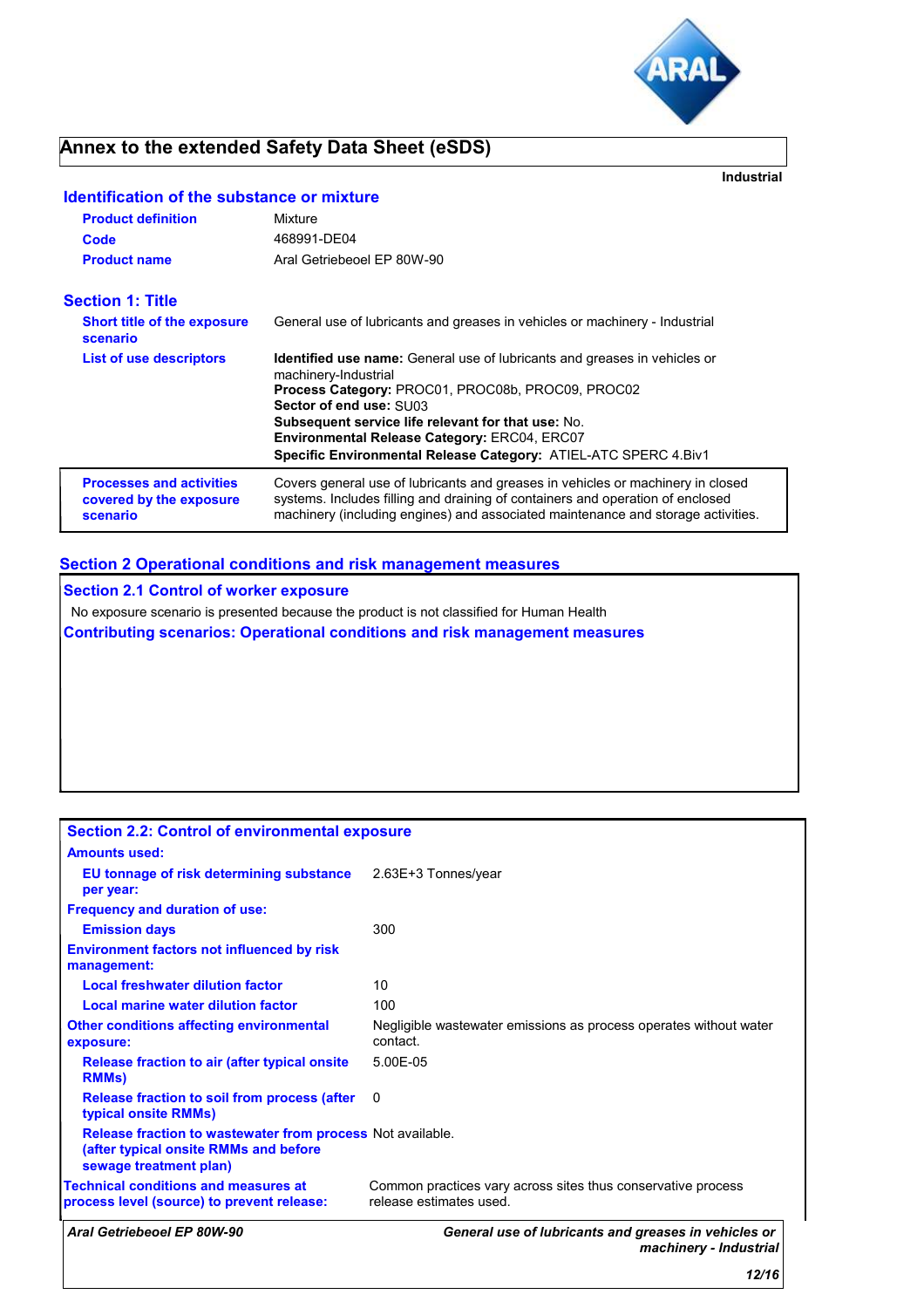# Annex to the extended Safety Data Sheet (eSDS)

**Industrial**

## Identification of the substance or mixture

| | |
|---|---|
| **Product definition** | Mixture |
| **Code** | 468991-DE04 |
| **Product name** | Aral Getriebeoel EP 80W-90 |

## Section 1: Title

| | |
|---|---|
| **Short title of the exposure scenario** | General use of lubricants and greases in vehicles or machinery - Industrial |
| **List of use descriptors** | **Identified use name:** General use of lubricants and greases in vehicles or machinery-Industrial<br>**Process Category:** PROC01, PROC08b, PROC09, PROC02<br>**Sector of end use:** SU03<br>**Subsequent service life relevant for that use:** No.<br>**Environmental Release Category:** ERC04, ERC07<br>**Specific Environmental Release Category:** ATIEL-ATC SPERC 4.Biv1 |
| **Processes and activities covered by the exposure scenario** | Covers general use of lubricants and greases in vehicles or machinery in closed systems. Includes filling and draining of containers and operation of enclosed machinery (including engines) and associated maintenance and storage activities. |

## Section 2 Operational conditions and risk management measures

### Section 2.1 Control of worker exposure

No exposure scenario is presented because the product is not classified for Human Health

### Contributing scenarios: Operational conditions and risk management measures

### Section 2.2: Control of environmental exposure

| | |
|---|---|
| **Amounts used:** | |
| **EU tonnage of risk determining substance per year:** | 2.63E+3 Tonnes/year |
| **Frequency and duration of use:** | |
| **Emission days** | 300 |
| **Environment factors not influenced by risk management:** | |
| **Local freshwater dilution factor** | 10 |
| **Local marine water dilution factor** | 100 |
| **Other conditions affecting environmental exposure:** | Negligible wastewater emissions as process operates without water contact. |
| **Release fraction to air (after typical onsite RMMs)** | 5.00E-05 |
| **Release fraction to soil from process (after typical onsite RMMs)** | 0 |
| **Release fraction to wastewater from process (after typical onsite RMMs and before sewage treatment plan)** | Not available. |
| **Technical conditions and measures at process level (source) to prevent release:** | Common practices vary across sites thus conservative process release estimates used. |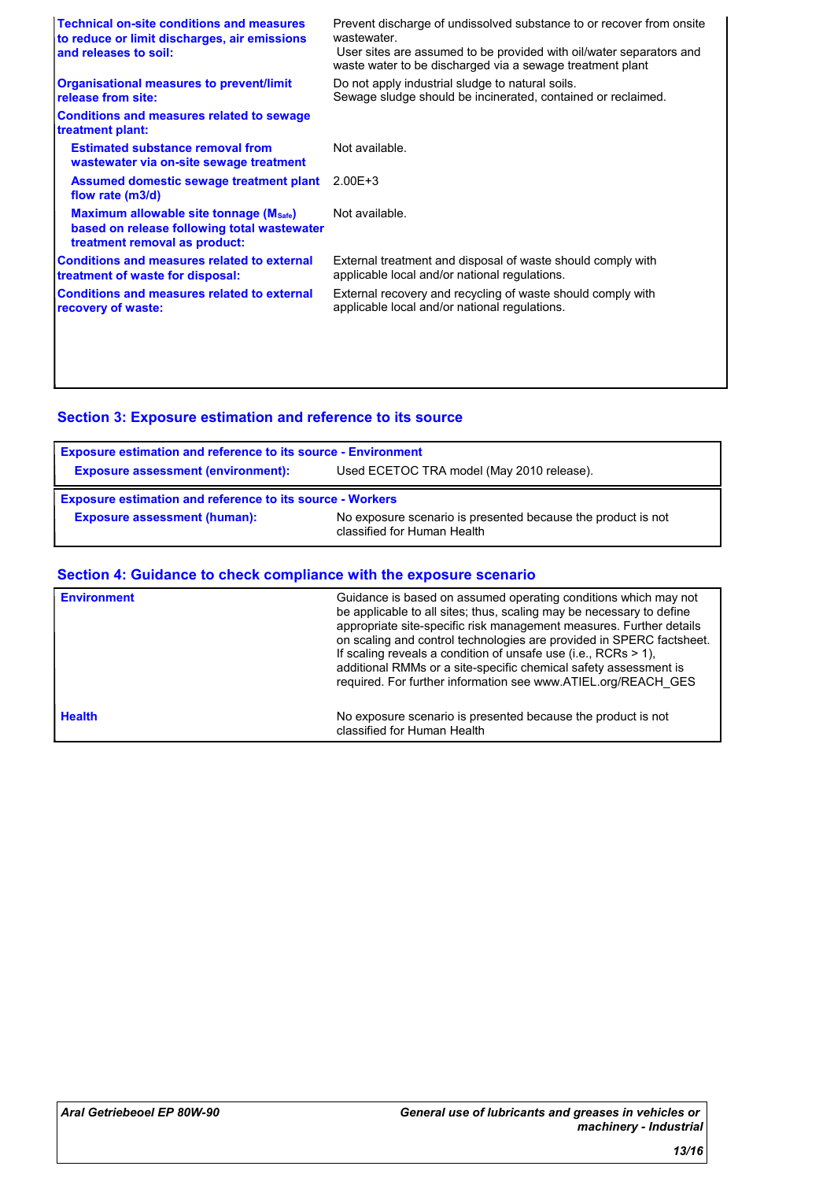| | |
|---|---|
| **Technical on-site conditions and measures to reduce or limit discharges, air emissions and releases to soil:** | Prevent discharge of undissolved substance to or recover from onsite wastewater. User sites are assumed to be provided with oil/water separators and waste water to be discharged via a sewage treatment plant |
| **Organisational measures to prevent/limit release from site:** | Do not apply industrial sludge to natural soils. Sewage sludge should be incinerated, contained or reclaimed. |
| **Conditions and measures related to sewage treatment plant:** | |
| **Estimated substance removal from wastewater via on-site sewage treatment** | Not available. |
| **Assumed domestic sewage treatment plant flow rate (m3/d)** | 2.00E+3 |
| **Maximum allowable site tonnage ($M_{Safe}$) based on release following total wastewater treatment removal as product:** | Not available. |
| **Conditions and measures related to external treatment of waste for disposal:** | External treatment and disposal of waste should comply with applicable local and/or national regulations. |
| **Conditions and measures related to external recovery of waste:** | External recovery and recycling of waste should comply with applicable local and/or national regulations. |

## Section 3: Exposure estimation and reference to its source

| **Exposure estimation and reference to its source - Environment** | |
|---|---|
| **Exposure assessment (environment):** | Used ECETOC TRA model (May 2010 release). |

| **Exposure estimation and reference to its source - Workers** | |
|---|---|
| **Exposure assessment (human):** | No exposure scenario is presented because the product is not classified for Human Health |

## Section 4: Guidance to check compliance with the exposure scenario

| | |
|---|---|
| **Environment** | Guidance is based on assumed operating conditions which may not be applicable to all sites; thus, scaling may be necessary to define appropriate site-specific risk management measures. Further details on scaling and control technologies are provided in SPERC factsheet. If scaling reveals a condition of unsafe use (i.e., RCRs > 1), additional RMMs or a site-specific chemical safety assessment is required. For further information see www.ATIEL.org/REACH_GES |
| **Health** | No exposure scenario is presented because the product is not classified for Human Health |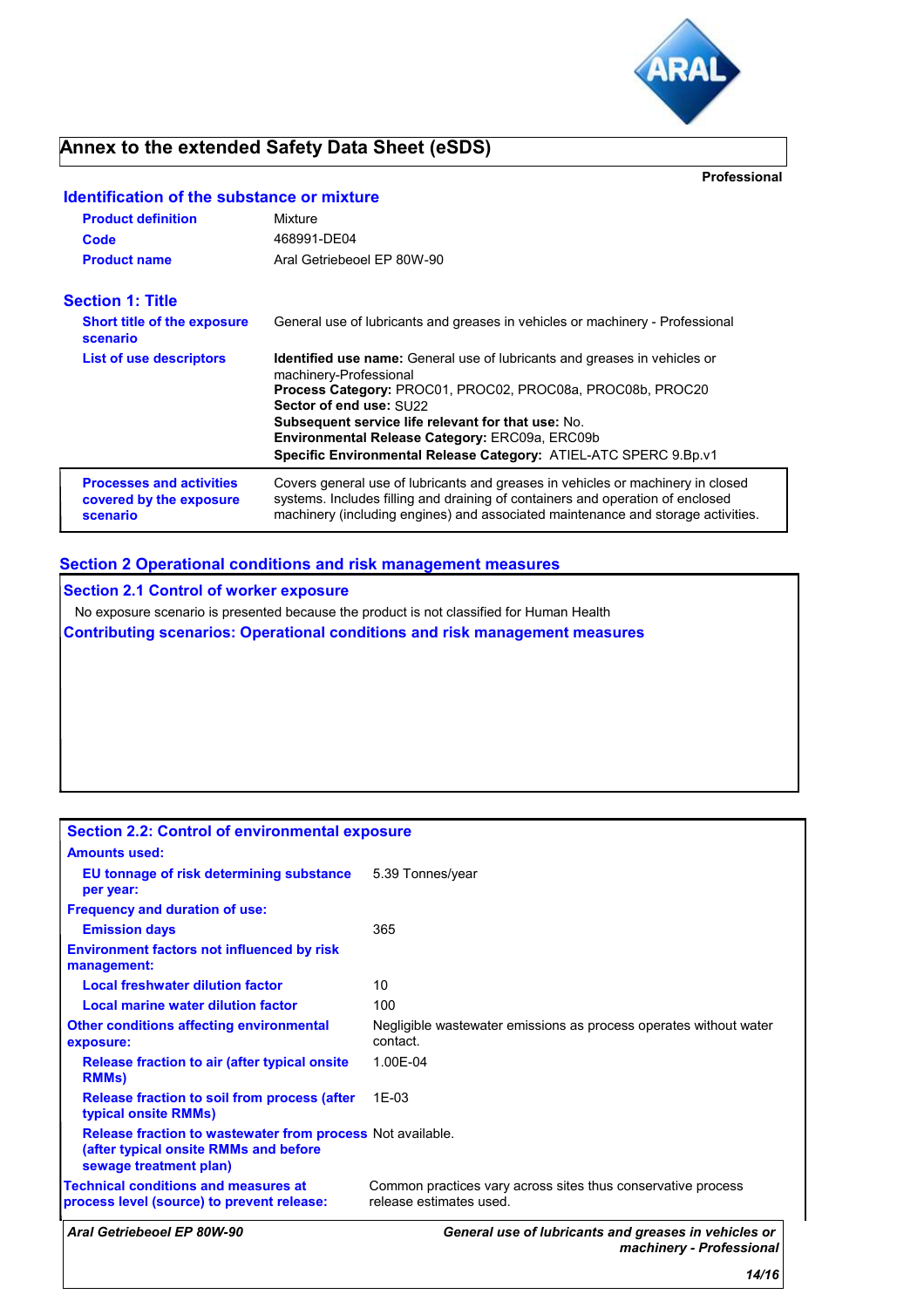# Annex to the extended Safety Data Sheet (eSDS)

**Professional**

## Identification of the substance or mixture

| | |
|---|---|
| **Product definition** | Mixture |
| **Code** | 468991-DE04 |
| **Product name** | Aral Getriebeoel EP 80W-90 |

## Section 1: Title

| | |
|---|---|
| **Short title of the exposure scenario** | General use of lubricants and greases in vehicles or machinery - Professional |
| **List of use descriptors** | **Identified use name:** General use of lubricants and greases in vehicles or machinery-Professional<br>**Process Category:** PROC01, PROC02, PROC08a, PROC08b, PROC20<br>**Sector of end use:** SU22<br>**Subsequent service life relevant for that use:** No.<br>**Environmental Release Category:** ERC09a, ERC09b<br>**Specific Environmental Release Category:** ATIEL-ATC SPERC 9.Bp.v1 |
| **Processes and activities covered by the exposure scenario** | Covers general use of lubricants and greases in vehicles or machinery in closed systems. Includes filling and draining of containers and operation of enclosed machinery (including engines) and associated maintenance and storage activities. |

## Section 2 Operational conditions and risk management measures

### Section 2.1 Control of worker exposure

No exposure scenario is presented because the product is not classified for Human Health

### Contributing scenarios: Operational conditions and risk management measures

### Section 2.2: Control of environmental exposure

| | |
|---|---|
| **Amounts used:** | |
| **EU tonnage of risk determining substance per year:** | 5.39 Tonnes/year |
| **Frequency and duration of use:** | |
| **Emission days** | 365 |
| **Environment factors not influenced by risk management:** | |
| **Local freshwater dilution factor** | 10 |
| **Local marine water dilution factor** | 100 |
| **Other conditions affecting environmental exposure:** | Negligible wastewater emissions as process operates without water contact. |
| **Release fraction to air (after typical onsite RMMs)** | 1.00E-04 |
| **Release fraction to soil from process (after typical onsite RMMs)** | 1E-03 |
| **Release fraction to wastewater from process (after typical onsite RMMs and before sewage treatment plan)** | Not available. |
| **Technical conditions and measures at process level (source) to prevent release:** | Common practices vary across sites thus conservative process release estimates used. |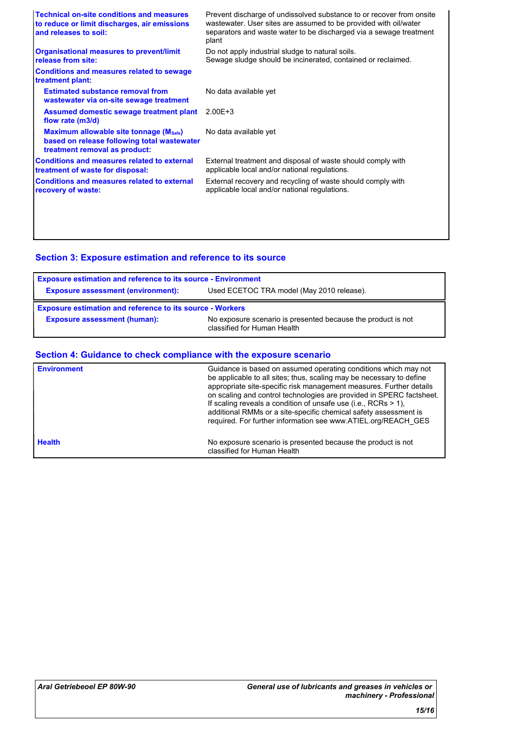| | |
|---|---|
| **Technical on-site conditions and measures to reduce or limit discharges, air emissions and releases to soil:** | Prevent discharge of undissolved substance to or recover from onsite wastewater. User sites are assumed to be provided with oil/water separators and waste water to be discharged via a sewage treatment plant |
| **Organisational measures to prevent/limit release from site:** | Do not apply industrial sludge to natural soils. Sewage sludge should be incinerated, contained or reclaimed. |
| **Conditions and measures related to sewage treatment plant:** | |
| **Estimated substance removal from wastewater via on-site sewage treatment** | No data available yet |
| **Assumed domestic sewage treatment plant flow rate (m3/d)** | 2.00E+3 |
| **Maximum allowable site tonnage ($M_{Safe}$) based on release following total wastewater treatment removal as product:** | No data available yet |
| **Conditions and measures related to external treatment of waste for disposal:** | External treatment and disposal of waste should comply with applicable local and/or national regulations. |
| **Conditions and measures related to external recovery of waste:** | External recovery and recycling of waste should comply with applicable local and/or national regulations. |

## Section 3: Exposure estimation and reference to its source

| **Exposure estimation and reference to its source - Environment** | |
|---|---|
| **Exposure assessment (environment):** | Used ECETOC TRA model (May 2010 release). |

| **Exposure estimation and reference to its source - Workers** | |
|---|---|
| **Exposure assessment (human):** | No exposure scenario is presented because the product is not classified for Human Health |

## Section 4: Guidance to check compliance with the exposure scenario

| | |
|---|---|
| **Environment** | Guidance is based on assumed operating conditions which may not be applicable to all sites; thus, scaling may be necessary to define appropriate site-specific risk management measures. Further details on scaling and control technologies are provided in SPERC factsheet. If scaling reveals a condition of unsafe use (i.e., RCRs > 1), additional RMMs or a site-specific chemical safety assessment is required. For further information see www.ATIEL.org/REACH_GES |
| **Health** | No exposure scenario is presented because the product is not classified for Human Health |